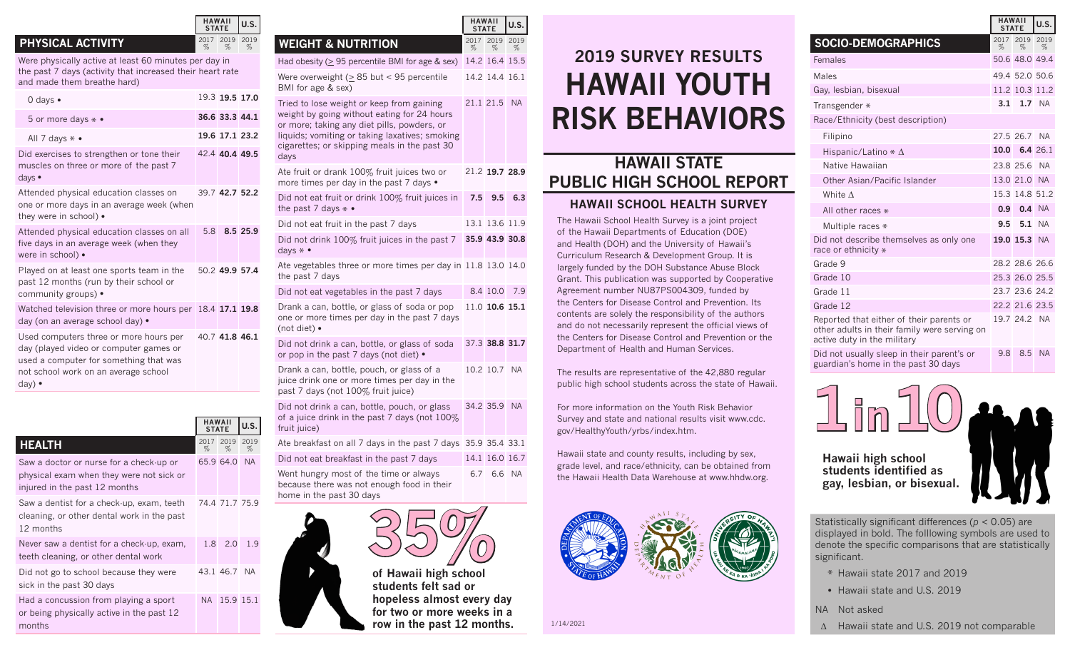// Hawaii 2019 Youth Risk Behavior Survey results, page 1 //
# 2019 SURVEY RESULTS
# HAWAII YOUTH RISK BEHAVIORS

## HAWAII STATE PUBLIC HIGH SCHOOL REPORT

### HAWAII SCHOOL HEALTH SURVEY

The Hawaii School Health Survey is a joint project of the Hawaii Departments of Education (DOE) and Health (DOH) and the University of Hawaii's Curriculum Research & Development Group. It is largely funded by the DOH Substance Abuse Block Grant. This publication was supported by Cooperative Agreement number NU87PS004309, funded by the Centers for Disease Control and Prevention. Its contents are solely the responsibility of the authors and do not necessarily represent the official views of the Centers for Disease Control and Prevention or the Department of Health and Human Services.

The results are representative of the 42,880 regular public high school students across the state of Hawaii.

For more information on the Youth Risk Behavior Survey and state and national results visit www.cdc.gov/HealthyYouth/yrbs/index.htm.

Hawaii state and county results, including by sex, grade level, and race/ethnicity, can be obtained from the Hawaii Health Data Warehouse at www.hhdw.org.

1/14/2021

## PHYSICAL ACTIVITY

| PHYSICAL ACTIVITY | HAWAII STATE 2017 % | HAWAII STATE 2019 % | U.S. 2019 % |
|---|---|---|---|
| Were physically active at least 60 minutes per day in the past 7 days (activity that increased their heart rate and made them breathe hard) | | | |
| 0 days • | 19.3 | **19.5** | **17.0** |
| 5 or more days * • | **36.6** | **33.3** | **44.1** |
| All 7 days * • | **19.6** | **17.1** | **23.2** |
| Did exercises to strengthen or tone their muscles on three or more of the past 7 days • | 42.4 | **40.4** | **49.5** |
| Attended physical education classes on one or more days in an average week (when they were in school) • | 39.7 | **42.7** | **52.2** |
| Attended physical education classes on all five days in an average week (when they were in school) • | 5.8 | **8.5** | **25.9** |
| Played on at least one sports team in the past 12 months (run by their school or community groups) • | 50.2 | **49.9** | **57.4** |
| Watched television three or more hours per day (on an average school day) • | 18.4 | **17.1** | **19.8** |
| Used computers three or more hours per day (played video or computer games or used a computer for something that was not school work on an average school day) • | 40.7 | **41.8** | **46.1** |

## HEALTH

| HEALTH | HAWAII STATE 2017 % | HAWAII STATE 2019 % | U.S. 2019 % |
|---|---|---|---|
| Saw a doctor or nurse for a check-up or physical exam when they were not sick or injured in the past 12 months | 65.9 | 64.0 | NA |
| Saw a dentist for a check-up, exam, teeth cleaning, or other dental work in the past 12 months | 74.4 | 71.7 | 75.9 |
| Never saw a dentist for a check-up, exam, teeth cleaning, or other dental work | 1.8 | 2.0 | 1.9 |
| Did not go to school because they were sick in the past 30 days | 43.1 | 46.7 | NA |
| Had a concussion from playing a sport or being physically active in the past 12 months | NA | 15.9 | 15.1 |

## WEIGHT & NUTRITION

| WEIGHT & NUTRITION | HAWAII STATE 2017 % | HAWAII STATE 2019 % | U.S. 2019 % |
|---|---|---|---|
| Had obesity (≥ 95 percentile BMI for age & sex) | 14.2 | 16.4 | 15.5 |
| Were overweight (≥ 85 but < 95 percentile BMI for age & sex) | 14.2 | 14.4 | 16.1 |
| Tried to lose weight or keep from gaining weight by going without eating for 24 hours or more; taking any diet pills, powders, or liquids; vomiting or taking laxatives; smoking cigarettes; or skipping meals in the past 30 days | 21.1 | 21.5 | NA |
| Ate fruit or drank 100% fruit juices two or more times per day in the past 7 days • | 21.2 | **19.7** | **28.9** |
| Did not eat fruit or drink 100% fruit juices in the past 7 days * • | **7.5** | **9.5** | **6.3** |
| Did not eat fruit in the past 7 days | 13.1 | 13.6 | 11.9 |
| Did not drink 100% fruit juices in the past 7 days * • | **35.9** | **43.9** | **30.8** |
| Ate vegetables three or more times per day in the past 7 days | 11.8 | 13.0 | 14.0 |
| Did not eat vegetables in the past 7 days | 8.4 | 10.0 | 7.9 |
| Drank a can, bottle, or glass of soda or pop one or more times per day in the past 7 days (not diet) • | 11.0 | **10.6** | **15.1** |
| Did not drink a can, bottle, or glass of soda or pop in the past 7 days (not diet) • | 37.3 | **38.8** | **31.7** |
| Drank a can, bottle, pouch, or glass of a juice drink one or more times per day in the past 7 days (not 100% fruit juice) | 10.2 | 10.7 | NA |
| Did not drink a can, bottle, pouch, or glass of a juice drink in the past 7 days (not 100% fruit juice) | 34.2 | 35.9 | NA |
| Ate breakfast on all 7 days in the past 7 days | 35.9 | 35.4 | 33.1 |
| Did not eat breakfast in the past 7 days | 14.1 | 16.0 | 16.7 |
| Went hungry most of the time or always because there was not enough food in their home in the past 30 days | 6.7 | 6.6 | NA |

**35%** of Hawaii high school students felt sad or hopeless almost every day for two or more weeks in a row in the past 12 months.

## SOCIO-DEMOGRAPHICS

| SOCIO-DEMOGRAPHICS | HAWAII STATE 2017 % | HAWAII STATE 2019 % | U.S. 2019 % |
|---|---|---|---|
| Females | 50.6 | 48.0 | 49.4 |
| Males | 49.4 | 52.0 | 50.6 |
| Gay, lesbian, bisexual | 11.2 | 10.3 | 11.2 |
| Transgender * | **3.1** | **1.7** | NA |
| Race/Ethnicity (best description) | | | |
| Filipino | 27.5 | 26.7 | NA |
| Hispanic/Latino * Δ | **10.0** | **6.4** | 26.1 |
| Native Hawaiian | 23.8 | 25.6 | NA |
| Other Asian/Pacific Islander | 13.0 | 21.0 | NA |
| White Δ | 15.3 | 14.8 | 51.2 |
| All other races * | **0.9** | **0.4** | NA |
| Multiple races * | **9.5** | **5.1** | NA |
| Did not describe themselves as only one race or ethnicity * | **19.0** | **15.3** | NA |
| Grade 9 | 28.2 | 28.6 | 26.6 |
| Grade 10 | 25.3 | 26.0 | 25.5 |
| Grade 11 | 23.7 | 23.6 | 24.2 |
| Grade 12 | 22.2 | 21.6 | 23.5 |
| Reported that either of their parents or other adults in their family were serving on active duty in the military | 19.7 | 24.2 | NA |
| Did not usually sleep in their parent's or guardian's home in the past 30 days | 9.8 | 8.5 | NA |

**1 in 10** Hawaii high school students identified as gay, lesbian, or bisexual.

Statistically significant differences ($p < 0.05$) are displayed in bold. The folllowing symbols are used to denote the specific comparisons that are statistically significant.

- \* Hawaii state 2017 and 2019
- • Hawaii state and U.S. 2019

NA Not asked

Δ Hawaii state and U.S. 2019 not comparable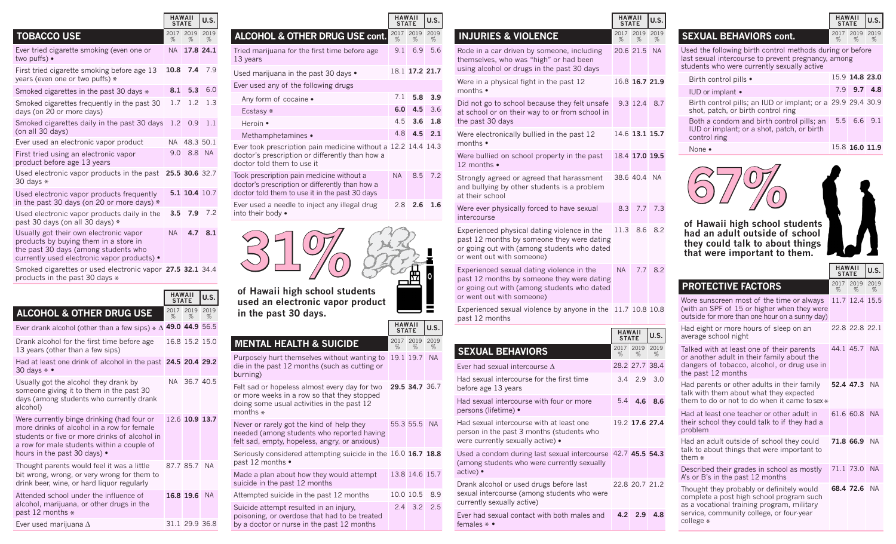## TOBACCO USE

| | HAWAII STATE 2017 % | HAWAII STATE 2019 % | U.S. 2019 % |
|---|---|---|---|
| Ever tried cigarette smoking (even one or two puffs) • | NA | **17.8** | **24.1** |
| First tried cigarette smoking before age 13 years (even one or two puffs) * | **10.8** | **7.4** | 7.9 |
| Smoked cigarettes in the past 30 days * | **8.1** | **5.3** | 6.0 |
| Smoked cigarettes frequently in the past 30 days (on 20 or more days) | 1.7 | 1.2 | 1.3 |
| Smoked cigarettes daily in the past 30 days (on all 30 days) | 1.2 | 0.9 | 1.1 |
| Ever used an electronic vapor product | NA | 48.3 | 50.1 |
| First tried using an electronic vapor product before age 13 years | 9.0 | 8.8 | NA |
| Used electronic vapor products in the past 30 days * | **25.5** | **30.6** | 32.7 |
| Used electronic vapor products frequently in the past 30 days (on 20 or more days) * | **5.1** | **10.4** | 10.7 |
| Used electronic vapor products daily in the past 30 days (on all 30 days) * | **3.5** | **7.9** | 7.2 |
| Usually got their own electronic vapor products by buying them in a store in the past 30 days (among students who currently used electronic vapor products) • | NA | **4.7** | **8.1** |
| Smoked cigarettes or used electronic vapor products in the past 30 days * | **27.5** | **32.1** | 34.4 |

## ALCOHOL & OTHER DRUG USE

| | HAWAII STATE 2017 % | HAWAII STATE 2019 % | U.S. 2019 % |
|---|---|---|---|
| Ever drank alcohol (other than a few sips) * Δ | **49.0** | **44.9** | 56.5 |
| Drank alcohol for the first time before age 13 years (other than a few sips) | 16.8 | 15.2 | 15.0 |
| Had at least one drink of alcohol in the past 30 days * • | **24.5** | **20.4** | **29.2** |
| Usually got the alcohol they drank by someone giving it to them in the past 30 days (among students who currently drank alcohol) | NA | 36.7 | 40.5 |
| Were currently binge drinking (had four or more drinks of alcohol in a row for female students or five or more drinks of alcohol in a row for male students within a couple of hours in the past 30 days) • | 12.6 | **10.9** | **13.7** |
| Thought parents would feel it was a little bit wrong, wrong, or very wrong for them to drink beer, wine, or hard liquor regularly | 87.7 | 85.7 | NA |
| Attended school under the influence of alcohol, marijuana, or other drugs in the past 12 months * | **16.8** | **19.6** | NA |
| Ever used marijuana Δ | 31.1 | 29.9 | 36.8 |

## ALCOHOL & OTHER DRUG USE cont.

| | HAWAII STATE 2017 % | HAWAII STATE 2019 % | U.S. 2019 % |
|---|---|---|---|
| Tried marijuana for the first time before age 13 years | 9.1 | 6.9 | 5.6 |
| Used marijuana in the past 30 days • | 18.1 | **17.2** | **21.7** |
| Ever used any of the following drugs | | | |
| Any form of cocaine • | 7.1 | **5.8** | **3.9** |
| Ecstasy * | **6.0** | **4.5** | 3.6 |
| Heroin • | 4.5 | **3.6** | **1.8** |
| Methamphetamines • | 4.8 | **4.5** | **2.1** |
| Ever took prescription pain medicine without a doctor's prescription or differently than how a doctor told them to use it | 12.2 | 14.4 | 14.3 |
| Took prescription pain medicine without a doctor's prescription or differently than how a doctor told them to use it in the past 30 days | NA | 8.5 | 7.2 |
| Ever used a needle to inject any illegal drug into their body • | 2.8 | **2.6** | **1.6** |

**31%** of Hawaii high school students used an electronic vapor product in the past 30 days.

## MENTAL HEALTH & SUICIDE

| | HAWAII STATE 2017 % | HAWAII STATE 2019 % | U.S. 2019 % |
|---|---|---|---|
| Purposely hurt themselves without wanting to die in the past 12 months (such as cutting or burning) | 19.1 | 19.7 | NA |
| Felt sad or hopeless almost every day for two or more weeks in a row so that they stopped doing some usual activities in the past 12 months * | **29.5** | **34.7** | 36.7 |
| Never or rarely got the kind of help they needed (among students who reported having felt sad, empty, hopeless, angry, or anxious) | 55.3 | 55.5 | NA |
| Seriously considered attempting suicide in the past 12 months • | 16.0 | **16.7** | **18.8** |
| Made a plan about how they would attempt suicide in the past 12 months | 13.8 | 14.6 | 15.7 |
| Attempted suicide in the past 12 months | 10.0 | 10.5 | 8.9 |
| Suicide attempt resulted in an injury, poisoning, or overdose that had to be treated by a doctor or nurse in the past 12 months | 2.4 | 3.2 | 2.5 |

## INJURIES & VIOLENCE

| | HAWAII STATE 2017 % | HAWAII STATE 2019 % | U.S. 2019 % |
|---|---|---|---|
| Rode in a car driven by someone, including themselves, who was "high" or had been using alcohol or drugs in the past 30 days | 20.6 | 21.5 | NA |
| Were in a physical fight in the past 12 months • | 16.8 | **16.7** | **21.9** |
| Did not go to school because they felt unsafe at school or on their way to or from school in the past 30 days | 9.3 | 12.4 | 8.7 |
| Were electronically bullied in the past 12 months • | 14.6 | **13.1** | **15.7** |
| Were bullied on school property in the past 12 months • | 18.4 | **17.0** | **19.5** |
| Strongly agreed or agreed that harassment and bullying by other students is a problem at their school | 38.6 | 40.4 | NA |
| Were ever physically forced to have sexual intercourse | 8.3 | 7.7 | 7.3 |
| Experienced physical dating violence in the past 12 months by someone they were dating or going out with (among students who dated or went out with someone) | 11.3 | 8.6 | 8.2 |
| Experienced sexual dating violence in the past 12 months by someone they were dating or going out with (among students who dated or went out with someone) | NA | 7.7 | 8.2 |
| Experienced sexual violence by anyone in the past 12 months | 11.7 | 10.8 | 10.8 |

## SEXUAL BEHAVIORS

| | HAWAII STATE 2017 % | HAWAII STATE 2019 % | U.S. 2019 % |
|---|---|---|---|
| Ever had sexual intercourse Δ | 28.2 | 27.7 | 38.4 |
| Had sexual intercourse for the first time before age 13 years | 3.4 | 2.9 | 3.0 |
| Had sexual intercourse with four or more persons (lifetime) • | 5.4 | **4.6** | **8.6** |
| Had sexual intercourse with at least one person in the past 3 months (students who were currently sexually active) • | 19.2 | **17.6** | **27.4** |
| Used a condom during last sexual intercourse (among students who were currently sexually active) • | 42.7 | **45.5** | **54.3** |
| Drank alcohol or used drugs before last sexual intercourse (among students who were currently sexually active) | 22.8 | 20.7 | 21.2 |
| Ever had sexual contact with both males and females * • | **4.2** | **2.9** | **4.8** |

## SEXUAL BEHAVIORS cont.

| | HAWAII STATE 2017 % | HAWAII STATE 2019 % | U.S. 2019 % |
|---|---|---|---|
| Used the following birth control methods during or before last sexual intercourse to prevent pregnancy, among students who were currently sexually active | | | |
| Birth control pills • | 15.9 | **14.8** | **23.0** |
| IUD or implant • | 7.9 | **9.7** | **4.8** |
| Birth control pills; an IUD or implant; or a shot, patch, or birth control ring | 29.9 | 29.4 | 30.9 |
| Both a condom and birth control pills; an IUD or implant; or a shot, patch, or birth control ring | 5.5 | 6.6 | 9.1 |
| None • | 15.8 | **16.0** | **11.9** |

**67%** of Hawaii high school students had an adult outside of school they could talk to about things that were important to them.

## PROTECTIVE FACTORS

| | HAWAII STATE 2017 % | HAWAII STATE 2019 % | U.S. 2019 % |
|---|---|---|---|
| Wore sunscreen most of the time or always (with an SPF of 15 or higher when they were outside for more than one hour on a sunny day) | 11.7 | 12.4 | 15.5 |
| Had eight or more hours of sleep on an average school night | 22.8 | 22.8 | 22.1 |
| Talked with at least one of their parents or another adult in their family about the dangers of tobacco, alcohol, or drug use in the past 12 months | 44.1 | 45.7 | NA |
| Had parents or other adults in their family talk with them about what they expected them to do or not to do when it came to sex * | **52.4** | **47.3** | NA |
| Had at least one teacher or other adult in their school they could talk to if they had a problem | 61.6 | 60.8 | NA |
| Had an adult outside of school they could talk to about things that were important to them * | **71.8** | **66.9** | NA |
| Described their grades in school as mostly A's or B's in the past 12 months | 71.1 | 73.0 | NA |
| Thought they probably or definitely would complete a post high school program such as a vocational training program, military service, community college, or four-year college * | **68.4** | **72.6** | NA |